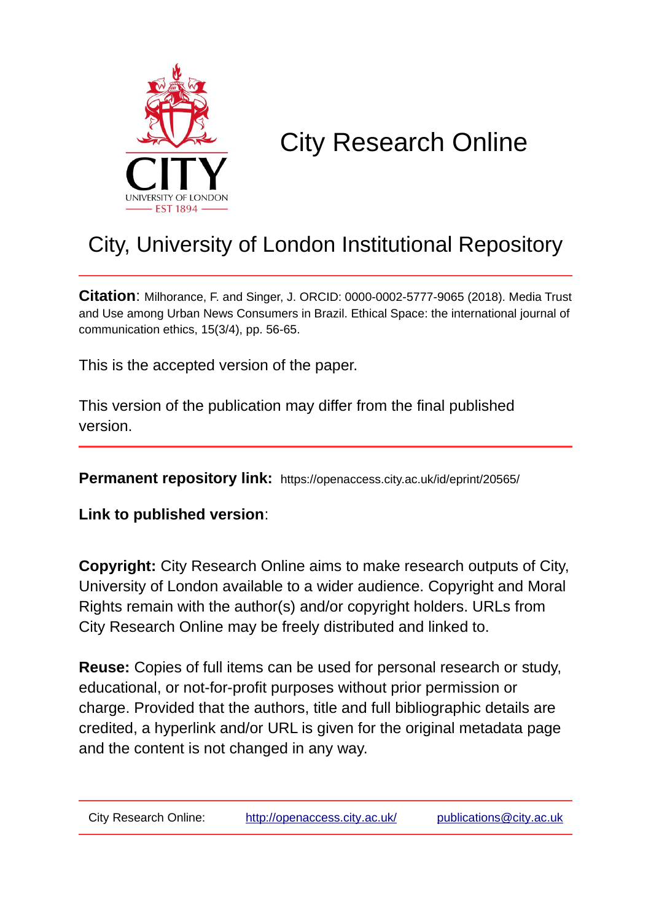# City Research Online

## City, University of London Institutional Repository

**Citation**: Milhorance, F. and Singer, J. ORCID: 0000-0002-5777-9065 (2018). Media Trust and Use among Urban News Consumers in Brazil. Ethical Space: the international journal of communication ethics, 15(3/4), pp. 56-65.

This is the accepted version of the paper.

This version of the publication may differ from the final published version.

**Permanent repository link:** https://openaccess.city.ac.uk/id/eprint/20565/

**Link to published version**:

**Copyright:** City Research Online aims to make research outputs of City, University of London available to a wider audience. Copyright and Moral Rights remain with the author(s) and/or copyright holders. URLs from City Research Online may be freely distributed and linked to.

**Reuse:** Copies of full items can be used for personal research or study, educational, or not-for-profit purposes without prior permission or charge. Provided that the authors, title and full bibliographic details are credited, a hyperlink and/or URL is given for the original metadata page and the content is not changed in any way.

City Research Online: http://openaccess.city.ac.uk/ publications@city.ac.uk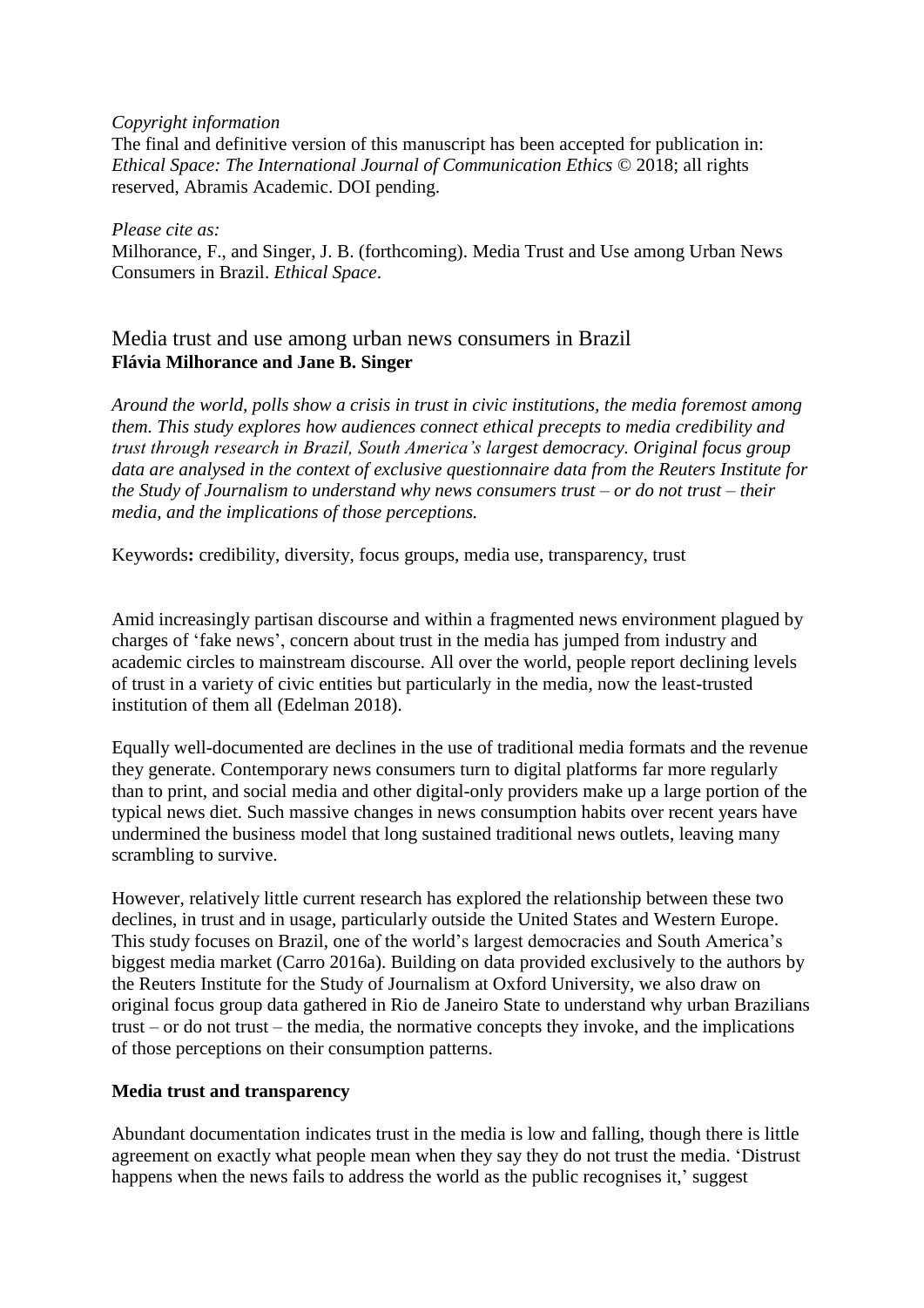*Copyright information*
The final and definitive version of this manuscript has been accepted for publication in: *Ethical Space: The International Journal of Communication Ethics* © 2018; all rights reserved, Abramis Academic. DOI pending.

*Please cite as:*
Milhorance, F., and Singer, J. B. (forthcoming). Media Trust and Use among Urban News Consumers in Brazil. *Ethical Space*.

# Media trust and use among urban news consumers in Brazil

**Flávia Milhorance and Jane B. Singer**

*Around the world, polls show a crisis in trust in civic institutions, the media foremost among them. This study explores how audiences connect ethical precepts to media credibility and trust through research in Brazil, South America's largest democracy. Original focus group data are analysed in the context of exclusive questionnaire data from the Reuters Institute for the Study of Journalism to understand why news consumers trust – or do not trust – their media, and the implications of those perceptions.*

Keywords**:** credibility, diversity, focus groups, media use, transparency, trust

Amid increasingly partisan discourse and within a fragmented news environment plagued by charges of 'fake news', concern about trust in the media has jumped from industry and academic circles to mainstream discourse. All over the world, people report declining levels of trust in a variety of civic entities but particularly in the media, now the least-trusted institution of them all (Edelman 2018).

Equally well-documented are declines in the use of traditional media formats and the revenue they generate. Contemporary news consumers turn to digital platforms far more regularly than to print, and social media and other digital-only providers make up a large portion of the typical news diet. Such massive changes in news consumption habits over recent years have undermined the business model that long sustained traditional news outlets, leaving many scrambling to survive.

However, relatively little current research has explored the relationship between these two declines, in trust and in usage, particularly outside the United States and Western Europe. This study focuses on Brazil, one of the world's largest democracies and South America's biggest media market (Carro 2016a). Building on data provided exclusively to the authors by the Reuters Institute for the Study of Journalism at Oxford University, we also draw on original focus group data gathered in Rio de Janeiro State to understand why urban Brazilians trust – or do not trust – the media, the normative concepts they invoke, and the implications of those perceptions on their consumption patterns.

## Media trust and transparency

Abundant documentation indicates trust in the media is low and falling, though there is little agreement on exactly what people mean when they say they do not trust the media. 'Distrust happens when the news fails to address the world as the public recognises it,' suggest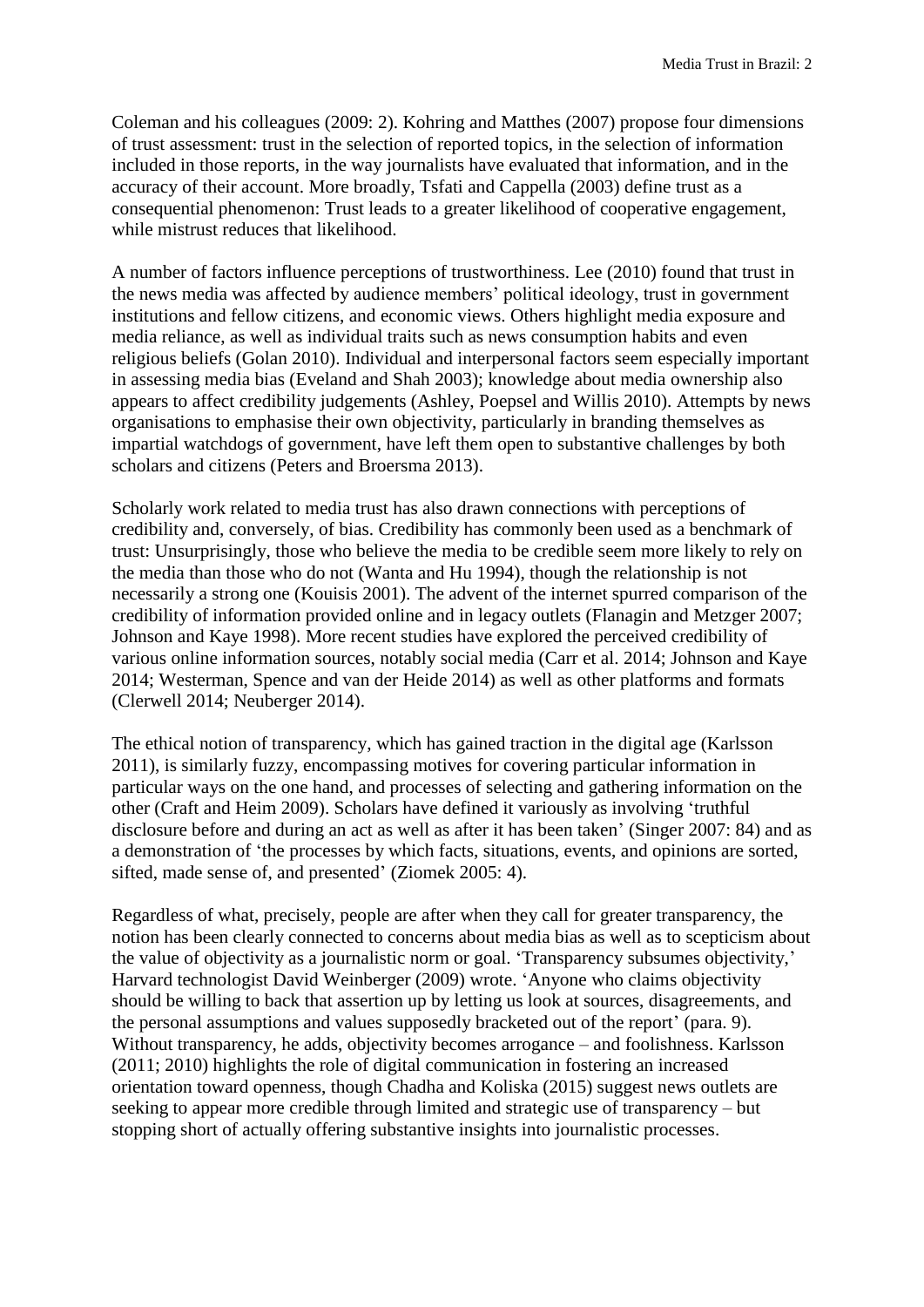Coleman and his colleagues (2009: 2). Kohring and Matthes (2007) propose four dimensions of trust assessment: trust in the selection of reported topics, in the selection of information included in those reports, in the way journalists have evaluated that information, and in the accuracy of their account. More broadly, Tsfati and Cappella (2003) define trust as a consequential phenomenon: Trust leads to a greater likelihood of cooperative engagement, while mistrust reduces that likelihood.

A number of factors influence perceptions of trustworthiness. Lee (2010) found that trust in the news media was affected by audience members' political ideology, trust in government institutions and fellow citizens, and economic views. Others highlight media exposure and media reliance, as well as individual traits such as news consumption habits and even religious beliefs (Golan 2010). Individual and interpersonal factors seem especially important in assessing media bias (Eveland and Shah 2003); knowledge about media ownership also appears to affect credibility judgements (Ashley, Poepsel and Willis 2010). Attempts by news organisations to emphasise their own objectivity, particularly in branding themselves as impartial watchdogs of government, have left them open to substantive challenges by both scholars and citizens (Peters and Broersma 2013).

Scholarly work related to media trust has also drawn connections with perceptions of credibility and, conversely, of bias. Credibility has commonly been used as a benchmark of trust: Unsurprisingly, those who believe the media to be credible seem more likely to rely on the media than those who do not (Wanta and Hu 1994), though the relationship is not necessarily a strong one (Kouisis 2001). The advent of the internet spurred comparison of the credibility of information provided online and in legacy outlets (Flanagin and Metzger 2007; Johnson and Kaye 1998). More recent studies have explored the perceived credibility of various online information sources, notably social media (Carr et al. 2014; Johnson and Kaye 2014; Westerman, Spence and van der Heide 2014) as well as other platforms and formats (Clerwell 2014; Neuberger 2014).

The ethical notion of transparency, which has gained traction in the digital age (Karlsson 2011), is similarly fuzzy, encompassing motives for covering particular information in particular ways on the one hand, and processes of selecting and gathering information on the other (Craft and Heim 2009). Scholars have defined it variously as involving 'truthful disclosure before and during an act as well as after it has been taken' (Singer 2007: 84) and as a demonstration of 'the processes by which facts, situations, events, and opinions are sorted, sifted, made sense of, and presented' (Ziomek 2005: 4).

Regardless of what, precisely, people are after when they call for greater transparency, the notion has been clearly connected to concerns about media bias as well as to scepticism about the value of objectivity as a journalistic norm or goal. 'Transparency subsumes objectivity,' Harvard technologist David Weinberger (2009) wrote. 'Anyone who claims objectivity should be willing to back that assertion up by letting us look at sources, disagreements, and the personal assumptions and values supposedly bracketed out of the report' (para. 9). Without transparency, he adds, objectivity becomes arrogance – and foolishness. Karlsson (2011; 2010) highlights the role of digital communication in fostering an increased orientation toward openness, though Chadha and Koliska (2015) suggest news outlets are seeking to appear more credible through limited and strategic use of transparency – but stopping short of actually offering substantive insights into journalistic processes.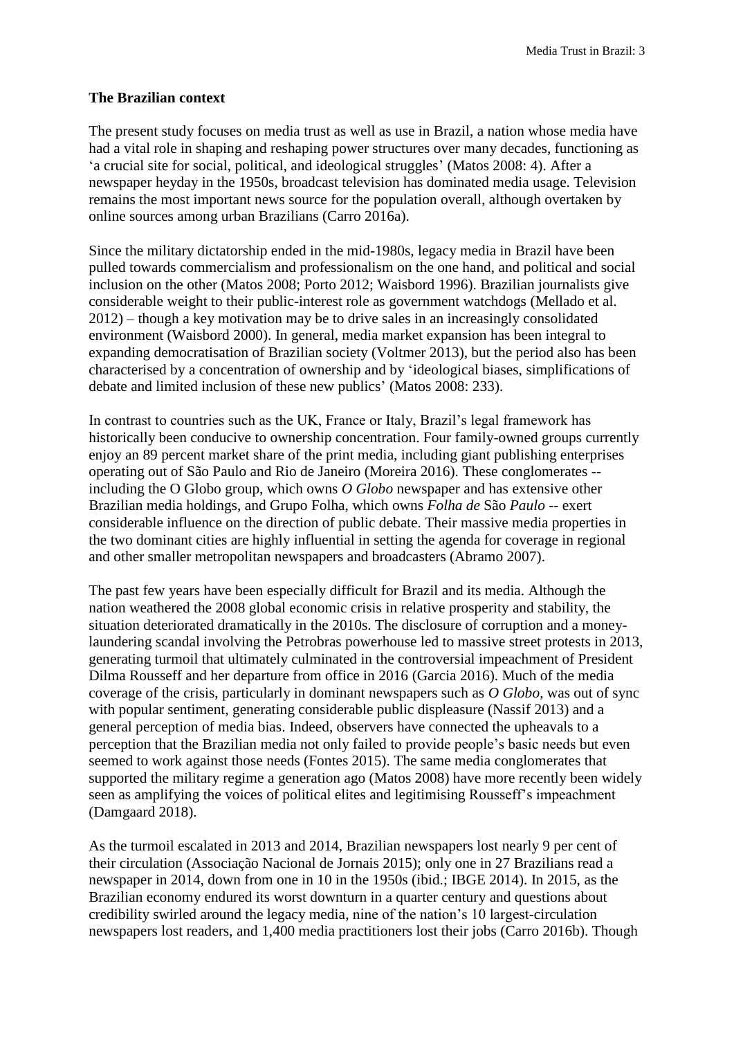**The Brazilian context**

The present study focuses on media trust as well as use in Brazil, a nation whose media have had a vital role in shaping and reshaping power structures over many decades, functioning as 'a crucial site for social, political, and ideological struggles' (Matos 2008: 4). After a newspaper heyday in the 1950s, broadcast television has dominated media usage. Television remains the most important news source for the population overall, although overtaken by online sources among urban Brazilians (Carro 2016a).

Since the military dictatorship ended in the mid-1980s, legacy media in Brazil have been pulled towards commercialism and professionalism on the one hand, and political and social inclusion on the other (Matos 2008; Porto 2012; Waisbord 1996). Brazilian journalists give considerable weight to their public-interest role as government watchdogs (Mellado et al. 2012) – though a key motivation may be to drive sales in an increasingly consolidated environment (Waisbord 2000). In general, media market expansion has been integral to expanding democratisation of Brazilian society (Voltmer 2013), but the period also has been characterised by a concentration of ownership and by 'ideological biases, simplifications of debate and limited inclusion of these new publics' (Matos 2008: 233).

In contrast to countries such as the UK, France or Italy, Brazil's legal framework has historically been conducive to ownership concentration. Four family-owned groups currently enjoy an 89 percent market share of the print media, including giant publishing enterprises operating out of São Paulo and Rio de Janeiro (Moreira 2016). These conglomerates -- including the O Globo group, which owns *O Globo* newspaper and has extensive other Brazilian media holdings, and Grupo Folha, which owns *Folha de* São *Paulo* -- exert considerable influence on the direction of public debate. Their massive media properties in the two dominant cities are highly influential in setting the agenda for coverage in regional and other smaller metropolitan newspapers and broadcasters (Abramo 2007).

The past few years have been especially difficult for Brazil and its media. Although the nation weathered the 2008 global economic crisis in relative prosperity and stability, the situation deteriorated dramatically in the 2010s. The disclosure of corruption and a money-laundering scandal involving the Petrobras powerhouse led to massive street protests in 2013, generating turmoil that ultimately culminated in the controversial impeachment of President Dilma Rousseff and her departure from office in 2016 (Garcia 2016). Much of the media coverage of the crisis, particularly in dominant newspapers such as *O Globo*, was out of sync with popular sentiment, generating considerable public displeasure (Nassif 2013) and a general perception of media bias. Indeed, observers have connected the upheavals to a perception that the Brazilian media not only failed to provide people's basic needs but even seemed to work against those needs (Fontes 2015). The same media conglomerates that supported the military regime a generation ago (Matos 2008) have more recently been widely seen as amplifying the voices of political elites and legitimising Rousseff's impeachment (Damgaard 2018).

As the turmoil escalated in 2013 and 2014, Brazilian newspapers lost nearly 9 per cent of their circulation (Associação Nacional de Jornais 2015); only one in 27 Brazilians read a newspaper in 2014, down from one in 10 in the 1950s (ibid.; IBGE 2014). In 2015, as the Brazilian economy endured its worst downturn in a quarter century and questions about credibility swirled around the legacy media, nine of the nation's 10 largest-circulation newspapers lost readers, and 1,400 media practitioners lost their jobs (Carro 2016b). Though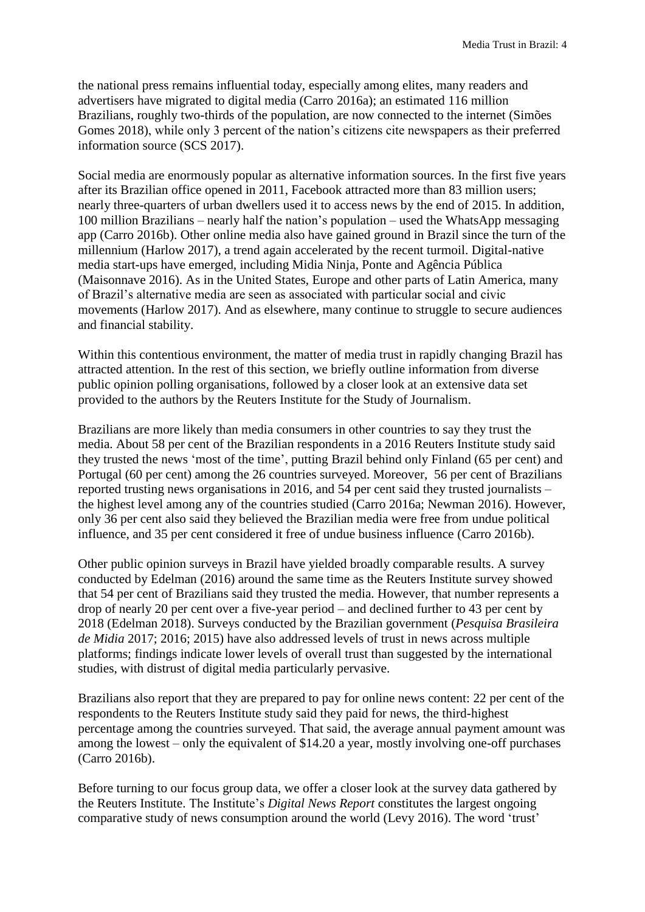the national press remains influential today, especially among elites, many readers and advertisers have migrated to digital media (Carro 2016a); an estimated 116 million Brazilians, roughly two-thirds of the population, are now connected to the internet (Simões Gomes 2018), while only 3 percent of the nation's citizens cite newspapers as their preferred information source (SCS 2017).

Social media are enormously popular as alternative information sources. In the first five years after its Brazilian office opened in 2011, Facebook attracted more than 83 million users; nearly three-quarters of urban dwellers used it to access news by the end of 2015. In addition, 100 million Brazilians – nearly half the nation's population – used the WhatsApp messaging app (Carro 2016b). Other online media also have gained ground in Brazil since the turn of the millennium (Harlow 2017), a trend again accelerated by the recent turmoil. Digital-native media start-ups have emerged, including Midia Ninja, Ponte and Agência Pública (Maisonnave 2016). As in the United States, Europe and other parts of Latin America, many of Brazil's alternative media are seen as associated with particular social and civic movements (Harlow 2017). And as elsewhere, many continue to struggle to secure audiences and financial stability.

Within this contentious environment, the matter of media trust in rapidly changing Brazil has attracted attention. In the rest of this section, we briefly outline information from diverse public opinion polling organisations, followed by a closer look at an extensive data set provided to the authors by the Reuters Institute for the Study of Journalism.

Brazilians are more likely than media consumers in other countries to say they trust the media. About 58 per cent of the Brazilian respondents in a 2016 Reuters Institute study said they trusted the news 'most of the time', putting Brazil behind only Finland (65 per cent) and Portugal (60 per cent) among the 26 countries surveyed. Moreover, 56 per cent of Brazilians reported trusting news organisations in 2016, and 54 per cent said they trusted journalists – the highest level among any of the countries studied (Carro 2016a; Newman 2016). However, only 36 per cent also said they believed the Brazilian media were free from undue political influence, and 35 per cent considered it free of undue business influence (Carro 2016b).

Other public opinion surveys in Brazil have yielded broadly comparable results. A survey conducted by Edelman (2016) around the same time as the Reuters Institute survey showed that 54 per cent of Brazilians said they trusted the media. However, that number represents a drop of nearly 20 per cent over a five-year period – and declined further to 43 per cent by 2018 (Edelman 2018). Surveys conducted by the Brazilian government (*Pesquisa Brasileira de Midia* 2017; 2016; 2015) have also addressed levels of trust in news across multiple platforms; findings indicate lower levels of overall trust than suggested by the international studies, with distrust of digital media particularly pervasive.

Brazilians also report that they are prepared to pay for online news content: 22 per cent of the respondents to the Reuters Institute study said they paid for news, the third-highest percentage among the countries surveyed. That said, the average annual payment amount was among the lowest – only the equivalent of $14.20 a year, mostly involving one-off purchases (Carro 2016b).

Before turning to our focus group data, we offer a closer look at the survey data gathered by the Reuters Institute. The Institute's *Digital News Report* constitutes the largest ongoing comparative study of news consumption around the world (Levy 2016). The word 'trust'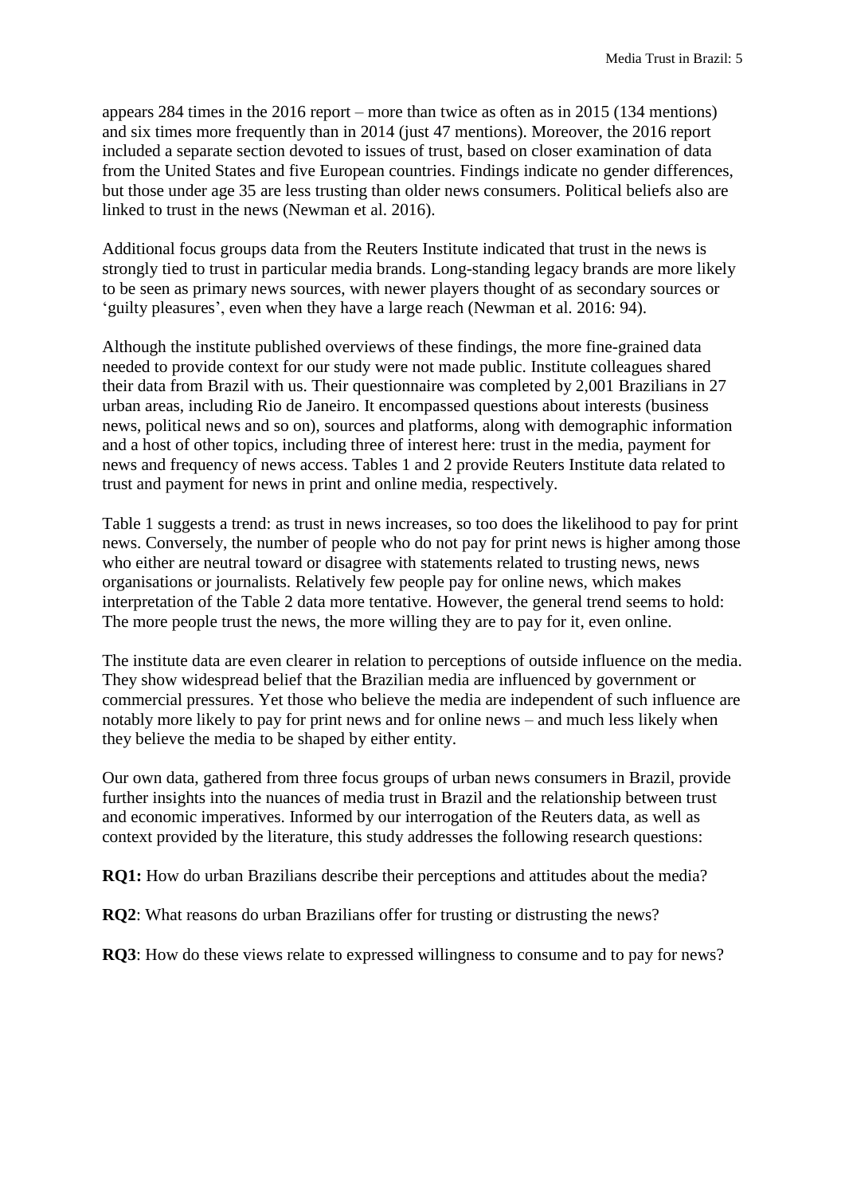appears 284 times in the 2016 report – more than twice as often as in 2015 (134 mentions) and six times more frequently than in 2014 (just 47 mentions). Moreover, the 2016 report included a separate section devoted to issues of trust, based on closer examination of data from the United States and five European countries. Findings indicate no gender differences, but those under age 35 are less trusting than older news consumers. Political beliefs also are linked to trust in the news (Newman et al. 2016).

Additional focus groups data from the Reuters Institute indicated that trust in the news is strongly tied to trust in particular media brands. Long-standing legacy brands are more likely to be seen as primary news sources, with newer players thought of as secondary sources or 'guilty pleasures', even when they have a large reach (Newman et al. 2016: 94).

Although the institute published overviews of these findings, the more fine-grained data needed to provide context for our study were not made public. Institute colleagues shared their data from Brazil with us. Their questionnaire was completed by 2,001 Brazilians in 27 urban areas, including Rio de Janeiro. It encompassed questions about interests (business news, political news and so on), sources and platforms, along with demographic information and a host of other topics, including three of interest here: trust in the media, payment for news and frequency of news access. Tables 1 and 2 provide Reuters Institute data related to trust and payment for news in print and online media, respectively.

Table 1 suggests a trend: as trust in news increases, so too does the likelihood to pay for print news. Conversely, the number of people who do not pay for print news is higher among those who either are neutral toward or disagree with statements related to trusting news, news organisations or journalists. Relatively few people pay for online news, which makes interpretation of the Table 2 data more tentative. However, the general trend seems to hold: The more people trust the news, the more willing they are to pay for it, even online.

The institute data are even clearer in relation to perceptions of outside influence on the media. They show widespread belief that the Brazilian media are influenced by government or commercial pressures. Yet those who believe the media are independent of such influence are notably more likely to pay for print news and for online news – and much less likely when they believe the media to be shaped by either entity.

Our own data, gathered from three focus groups of urban news consumers in Brazil, provide further insights into the nuances of media trust in Brazil and the relationship between trust and economic imperatives. Informed by our interrogation of the Reuters data, as well as context provided by the literature, this study addresses the following research questions:

**RQ1:** How do urban Brazilians describe their perceptions and attitudes about the media?

**RQ2**: What reasons do urban Brazilians offer for trusting or distrusting the news?

**RQ3**: How do these views relate to expressed willingness to consume and to pay for news?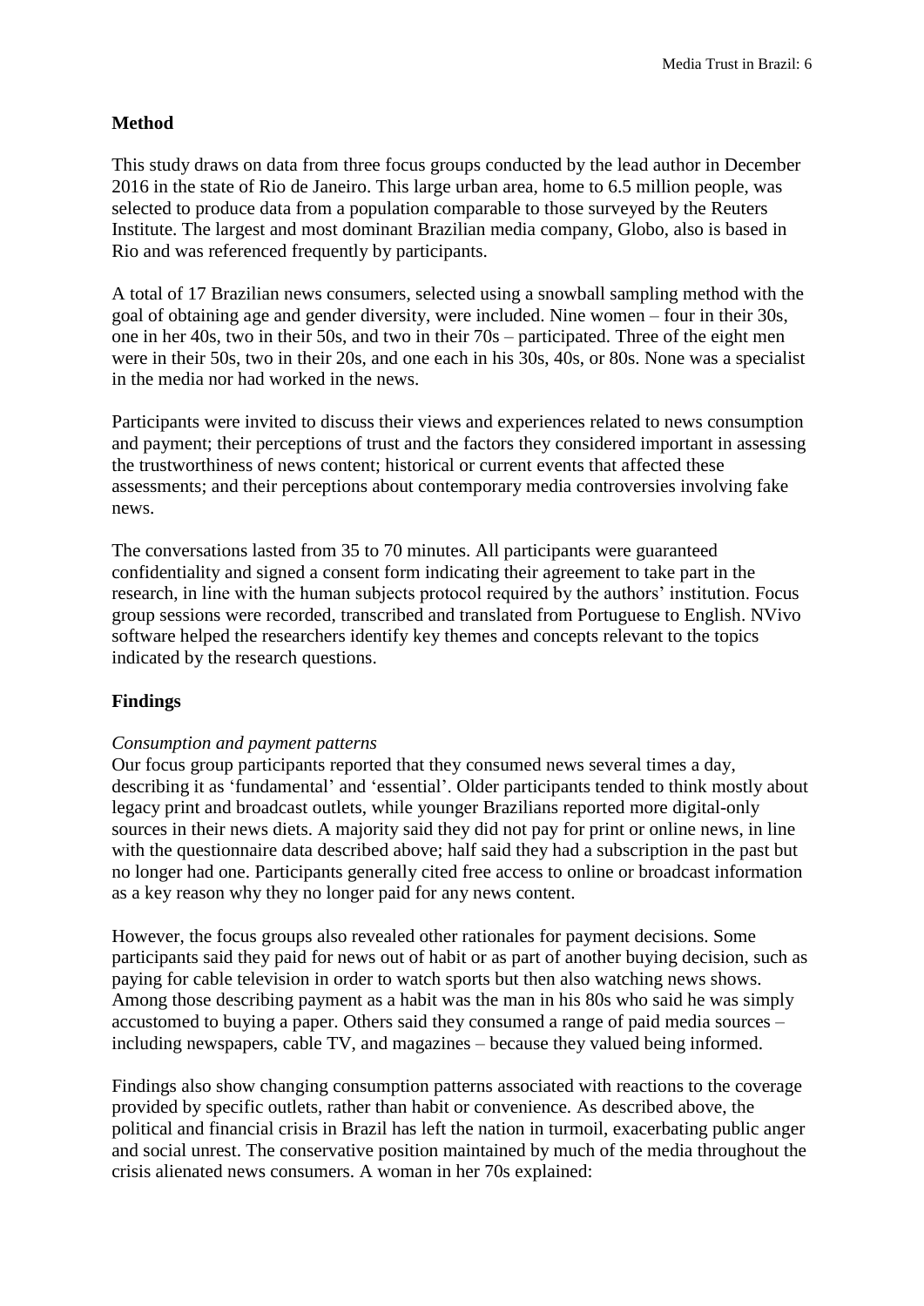## Method

This study draws on data from three focus groups conducted by the lead author in December 2016 in the state of Rio de Janeiro. This large urban area, home to 6.5 million people, was selected to produce data from a population comparable to those surveyed by the Reuters Institute. The largest and most dominant Brazilian media company, Globo, also is based in Rio and was referenced frequently by participants.

A total of 17 Brazilian news consumers, selected using a snowball sampling method with the goal of obtaining age and gender diversity, were included. Nine women – four in their 30s, one in her 40s, two in their 50s, and two in their 70s – participated. Three of the eight men were in their 50s, two in their 20s, and one each in his 30s, 40s, or 80s. None was a specialist in the media nor had worked in the news.

Participants were invited to discuss their views and experiences related to news consumption and payment; their perceptions of trust and the factors they considered important in assessing the trustworthiness of news content; historical or current events that affected these assessments; and their perceptions about contemporary media controversies involving fake news.

The conversations lasted from 35 to 70 minutes. All participants were guaranteed confidentiality and signed a consent form indicating their agreement to take part in the research, in line with the human subjects protocol required by the authors' institution. Focus group sessions were recorded, transcribed and translated from Portuguese to English. NVivo software helped the researchers identify key themes and concepts relevant to the topics indicated by the research questions.

## Findings

*Consumption and payment patterns*

Our focus group participants reported that they consumed news several times a day, describing it as 'fundamental' and 'essential'. Older participants tended to think mostly about legacy print and broadcast outlets, while younger Brazilians reported more digital-only sources in their news diets. A majority said they did not pay for print or online news, in line with the questionnaire data described above; half said they had a subscription in the past but no longer had one. Participants generally cited free access to online or broadcast information as a key reason why they no longer paid for any news content.

However, the focus groups also revealed other rationales for payment decisions. Some participants said they paid for news out of habit or as part of another buying decision, such as paying for cable television in order to watch sports but then also watching news shows. Among those describing payment as a habit was the man in his 80s who said he was simply accustomed to buying a paper. Others said they consumed a range of paid media sources – including newspapers, cable TV, and magazines – because they valued being informed.

Findings also show changing consumption patterns associated with reactions to the coverage provided by specific outlets, rather than habit or convenience. As described above, the political and financial crisis in Brazil has left the nation in turmoil, exacerbating public anger and social unrest. The conservative position maintained by much of the media throughout the crisis alienated news consumers. A woman in her 70s explained: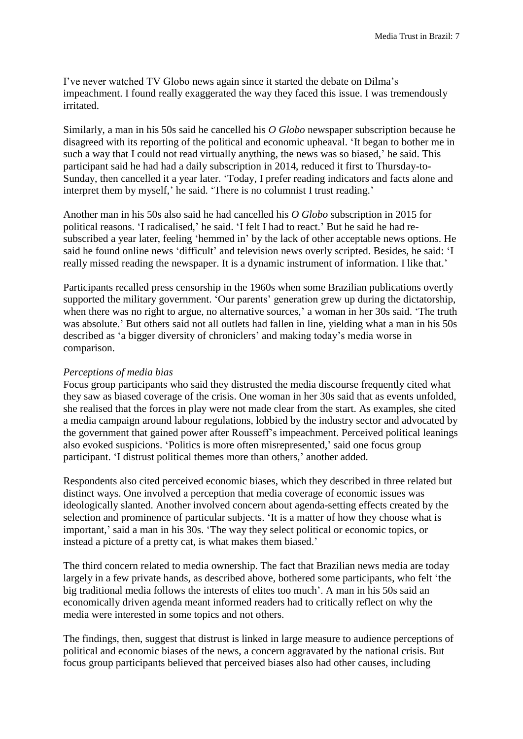I've never watched TV Globo news again since it started the debate on Dilma's impeachment. I found really exaggerated the way they faced this issue. I was tremendously irritated.

Similarly, a man in his 50s said he cancelled his *O Globo* newspaper subscription because he disagreed with its reporting of the political and economic upheaval. 'It began to bother me in such a way that I could not read virtually anything, the news was so biased,' he said. This participant said he had had a daily subscription in 2014, reduced it first to Thursday-to-Sunday, then cancelled it a year later. 'Today, I prefer reading indicators and facts alone and interpret them by myself,' he said. 'There is no columnist I trust reading.'

Another man in his 50s also said he had cancelled his *O Globo* subscription in 2015 for political reasons. 'I radicalised,' he said. 'I felt I had to react.' But he said he had re-subscribed a year later, feeling 'hemmed in' by the lack of other acceptable news options. He said he found online news 'difficult' and television news overly scripted. Besides, he said: 'I really missed reading the newspaper. It is a dynamic instrument of information. I like that.'

Participants recalled press censorship in the 1960s when some Brazilian publications overtly supported the military government. 'Our parents' generation grew up during the dictatorship, when there was no right to argue, no alternative sources,' a woman in her 30s said. 'The truth was absolute.' But others said not all outlets had fallen in line, yielding what a man in his 50s described as 'a bigger diversity of chroniclers' and making today's media worse in comparison.

*Perceptions of media bias*

Focus group participants who said they distrusted the media discourse frequently cited what they saw as biased coverage of the crisis. One woman in her 30s said that as events unfolded, she realised that the forces in play were not made clear from the start. As examples, she cited a media campaign around labour regulations, lobbied by the industry sector and advocated by the government that gained power after Rousseff's impeachment. Perceived political leanings also evoked suspicions. 'Politics is more often misrepresented,' said one focus group participant. 'I distrust political themes more than others,' another added.

Respondents also cited perceived economic biases, which they described in three related but distinct ways. One involved a perception that media coverage of economic issues was ideologically slanted. Another involved concern about agenda-setting effects created by the selection and prominence of particular subjects. 'It is a matter of how they choose what is important,' said a man in his 30s. 'The way they select political or economic topics, or instead a picture of a pretty cat, is what makes them biased.'

The third concern related to media ownership. The fact that Brazilian news media are today largely in a few private hands, as described above, bothered some participants, who felt 'the big traditional media follows the interests of elites too much'. A man in his 50s said an economically driven agenda meant informed readers had to critically reflect on why the media were interested in some topics and not others.

The findings, then, suggest that distrust is linked in large measure to audience perceptions of political and economic biases of the news, a concern aggravated by the national crisis. But focus group participants believed that perceived biases also had other causes, including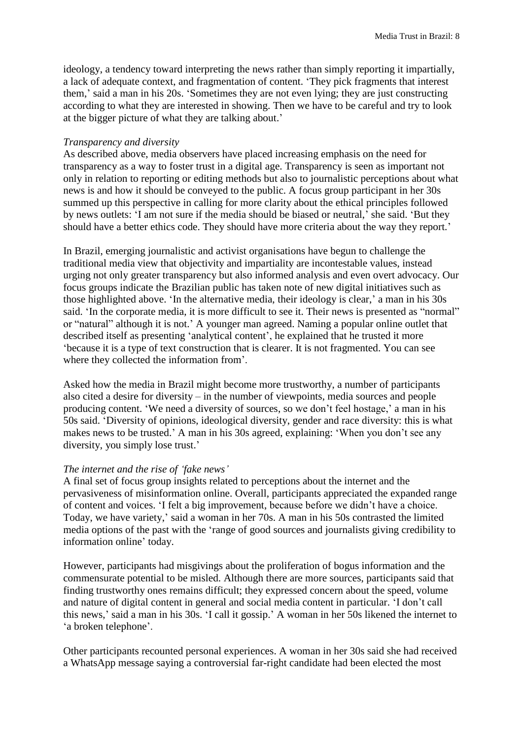ideology, a tendency toward interpreting the news rather than simply reporting it impartially, a lack of adequate context, and fragmentation of content. 'They pick fragments that interest them,' said a man in his 20s. 'Sometimes they are not even lying; they are just constructing according to what they are interested in showing. Then we have to be careful and try to look at the bigger picture of what they are talking about.'

*Transparency and diversity*

As described above, media observers have placed increasing emphasis on the need for transparency as a way to foster trust in a digital age. Transparency is seen as important not only in relation to reporting or editing methods but also to journalistic perceptions about what news is and how it should be conveyed to the public. A focus group participant in her 30s summed up this perspective in calling for more clarity about the ethical principles followed by news outlets: 'I am not sure if the media should be biased or neutral,' she said. 'But they should have a better ethics code. They should have more criteria about the way they report.'

In Brazil, emerging journalistic and activist organisations have begun to challenge the traditional media view that objectivity and impartiality are incontestable values, instead urging not only greater transparency but also informed analysis and even overt advocacy. Our focus groups indicate the Brazilian public has taken note of new digital initiatives such as those highlighted above. 'In the alternative media, their ideology is clear,' a man in his 30s said. 'In the corporate media, it is more difficult to see it. Their news is presented as "normal" or "natural" although it is not.' A younger man agreed. Naming a popular online outlet that described itself as presenting 'analytical content', he explained that he trusted it more 'because it is a type of text construction that is clearer. It is not fragmented. You can see where they collected the information from'.

Asked how the media in Brazil might become more trustworthy, a number of participants also cited a desire for diversity – in the number of viewpoints, media sources and people producing content. 'We need a diversity of sources, so we don't feel hostage,' a man in his 50s said. 'Diversity of opinions, ideological diversity, gender and race diversity: this is what makes news to be trusted.' A man in his 30s agreed, explaining: 'When you don't see any diversity, you simply lose trust.'

*The internet and the rise of 'fake news'*

A final set of focus group insights related to perceptions about the internet and the pervasiveness of misinformation online. Overall, participants appreciated the expanded range of content and voices. 'I felt a big improvement, because before we didn't have a choice. Today, we have variety,' said a woman in her 70s. A man in his 50s contrasted the limited media options of the past with the 'range of good sources and journalists giving credibility to information online' today.

However, participants had misgivings about the proliferation of bogus information and the commensurate potential to be misled. Although there are more sources, participants said that finding trustworthy ones remains difficult; they expressed concern about the speed, volume and nature of digital content in general and social media content in particular. 'I don't call this news,' said a man in his 30s. 'I call it gossip.' A woman in her 50s likened the internet to 'a broken telephone'.

Other participants recounted personal experiences. A woman in her 30s said she had received a WhatsApp message saying a controversial far-right candidate had been elected the most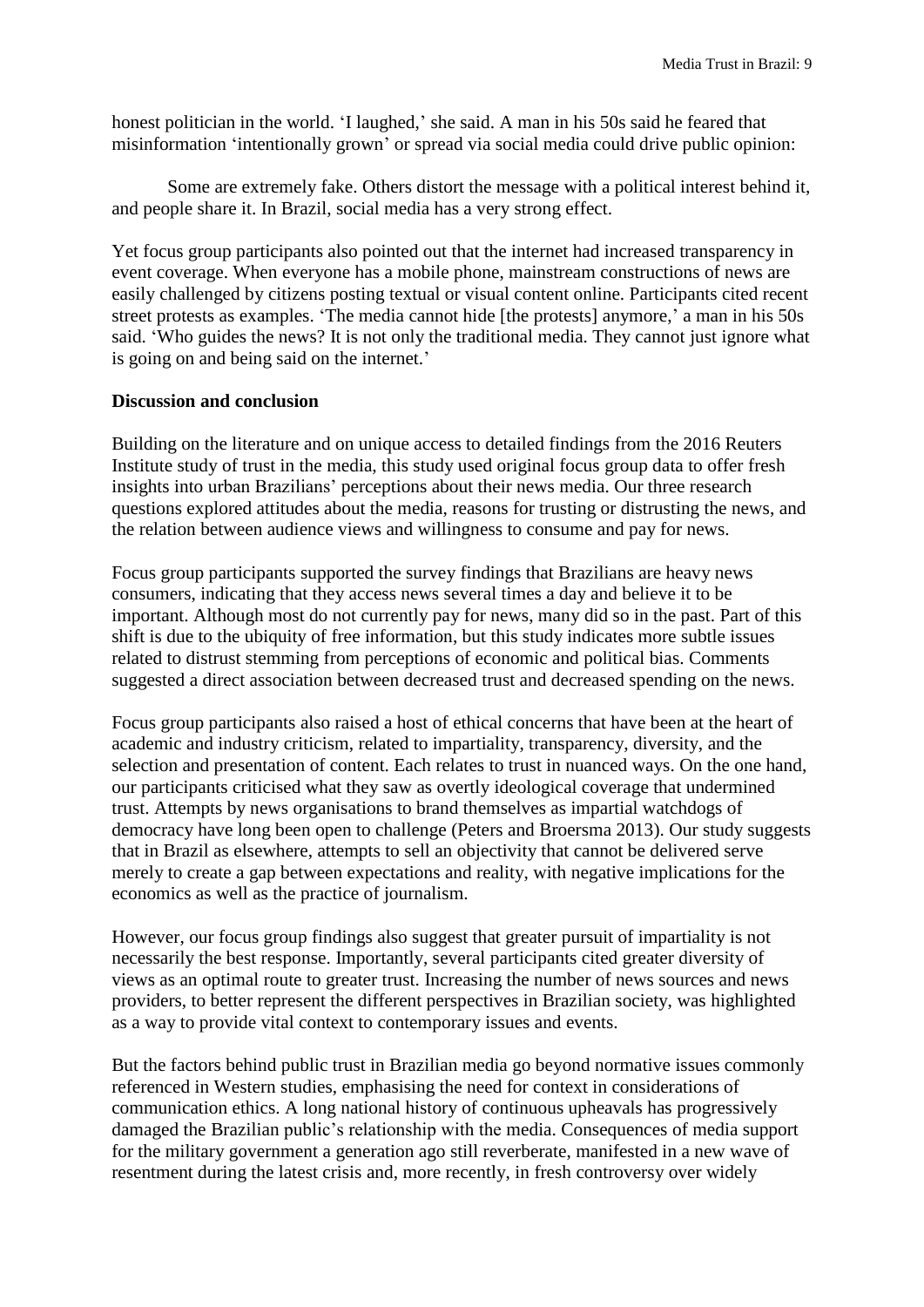honest politician in the world. 'I laughed,' she said. A man in his 50s said he feared that misinformation 'intentionally grown' or spread via social media could drive public opinion:

> Some are extremely fake. Others distort the message with a political interest behind it, and people share it. In Brazil, social media has a very strong effect.

Yet focus group participants also pointed out that the internet had increased transparency in event coverage. When everyone has a mobile phone, mainstream constructions of news are easily challenged by citizens posting textual or visual content online. Participants cited recent street protests as examples. 'The media cannot hide [the protests] anymore,' a man in his 50s said. 'Who guides the news? It is not only the traditional media. They cannot just ignore what is going on and being said on the internet.'

**Discussion and conclusion**

Building on the literature and on unique access to detailed findings from the 2016 Reuters Institute study of trust in the media, this study used original focus group data to offer fresh insights into urban Brazilians' perceptions about their news media. Our three research questions explored attitudes about the media, reasons for trusting or distrusting the news, and the relation between audience views and willingness to consume and pay for news.

Focus group participants supported the survey findings that Brazilians are heavy news consumers, indicating that they access news several times a day and believe it to be important. Although most do not currently pay for news, many did so in the past. Part of this shift is due to the ubiquity of free information, but this study indicates more subtle issues related to distrust stemming from perceptions of economic and political bias. Comments suggested a direct association between decreased trust and decreased spending on the news.

Focus group participants also raised a host of ethical concerns that have been at the heart of academic and industry criticism, related to impartiality, transparency, diversity, and the selection and presentation of content. Each relates to trust in nuanced ways. On the one hand, our participants criticised what they saw as overtly ideological coverage that undermined trust. Attempts by news organisations to brand themselves as impartial watchdogs of democracy have long been open to challenge (Peters and Broersma 2013). Our study suggests that in Brazil as elsewhere, attempts to sell an objectivity that cannot be delivered serve merely to create a gap between expectations and reality, with negative implications for the economics as well as the practice of journalism.

However, our focus group findings also suggest that greater pursuit of impartiality is not necessarily the best response. Importantly, several participants cited greater diversity of views as an optimal route to greater trust. Increasing the number of news sources and news providers, to better represent the different perspectives in Brazilian society, was highlighted as a way to provide vital context to contemporary issues and events.

But the factors behind public trust in Brazilian media go beyond normative issues commonly referenced in Western studies, emphasising the need for context in considerations of communication ethics. A long national history of continuous upheavals has progressively damaged the Brazilian public's relationship with the media. Consequences of media support for the military government a generation ago still reverberate, manifested in a new wave of resentment during the latest crisis and, more recently, in fresh controversy over widely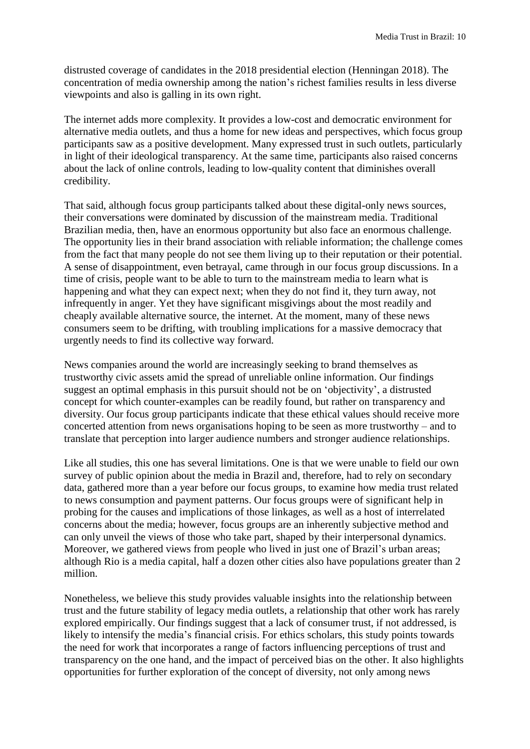distrusted coverage of candidates in the 2018 presidential election (Henningan 2018). The concentration of media ownership among the nation's richest families results in less diverse viewpoints and also is galling in its own right.

The internet adds more complexity. It provides a low-cost and democratic environment for alternative media outlets, and thus a home for new ideas and perspectives, which focus group participants saw as a positive development. Many expressed trust in such outlets, particularly in light of their ideological transparency. At the same time, participants also raised concerns about the lack of online controls, leading to low-quality content that diminishes overall credibility.

That said, although focus group participants talked about these digital-only news sources, their conversations were dominated by discussion of the mainstream media. Traditional Brazilian media, then, have an enormous opportunity but also face an enormous challenge. The opportunity lies in their brand association with reliable information; the challenge comes from the fact that many people do not see them living up to their reputation or their potential. A sense of disappointment, even betrayal, came through in our focus group discussions. In a time of crisis, people want to be able to turn to the mainstream media to learn what is happening and what they can expect next; when they do not find it, they turn away, not infrequently in anger. Yet they have significant misgivings about the most readily and cheaply available alternative source, the internet. At the moment, many of these news consumers seem to be drifting, with troubling implications for a massive democracy that urgently needs to find its collective way forward.

News companies around the world are increasingly seeking to brand themselves as trustworthy civic assets amid the spread of unreliable online information. Our findings suggest an optimal emphasis in this pursuit should not be on 'objectivity', a distrusted concept for which counter-examples can be readily found, but rather on transparency and diversity. Our focus group participants indicate that these ethical values should receive more concerted attention from news organisations hoping to be seen as more trustworthy – and to translate that perception into larger audience numbers and stronger audience relationships.

Like all studies, this one has several limitations. One is that we were unable to field our own survey of public opinion about the media in Brazil and, therefore, had to rely on secondary data, gathered more than a year before our focus groups, to examine how media trust related to news consumption and payment patterns. Our focus groups were of significant help in probing for the causes and implications of those linkages, as well as a host of interrelated concerns about the media; however, focus groups are an inherently subjective method and can only unveil the views of those who take part, shaped by their interpersonal dynamics. Moreover, we gathered views from people who lived in just one of Brazil's urban areas; although Rio is a media capital, half a dozen other cities also have populations greater than 2 million.

Nonetheless, we believe this study provides valuable insights into the relationship between trust and the future stability of legacy media outlets, a relationship that other work has rarely explored empirically. Our findings suggest that a lack of consumer trust, if not addressed, is likely to intensify the media's financial crisis. For ethics scholars, this study points towards the need for work that incorporates a range of factors influencing perceptions of trust and transparency on the one hand, and the impact of perceived bias on the other. It also highlights opportunities for further exploration of the concept of diversity, not only among news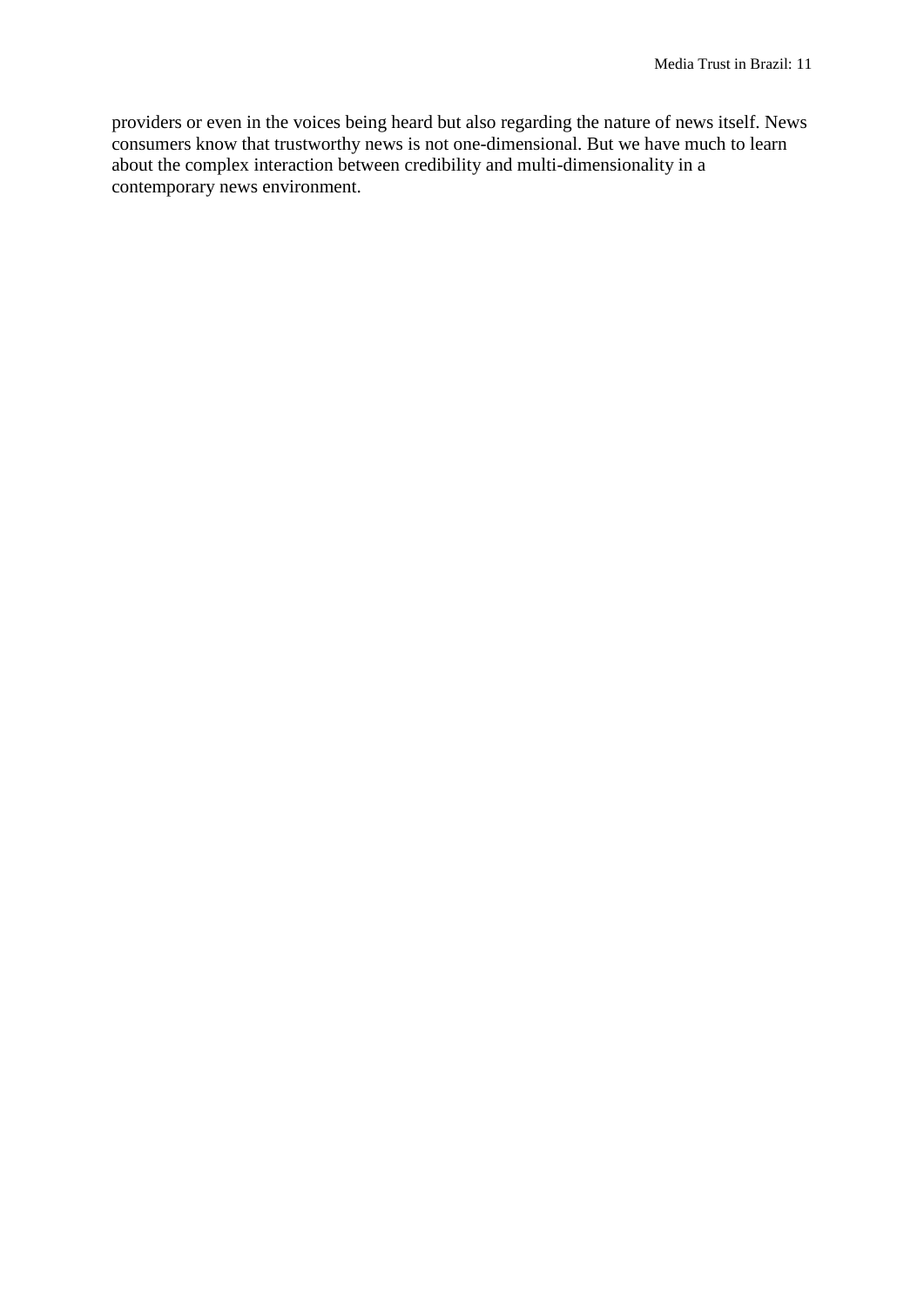providers or even in the voices being heard but also regarding the nature of news itself. News consumers know that trustworthy news is not one-dimensional. But we have much to learn about the complex interaction between credibility and multi-dimensionality in a contemporary news environment.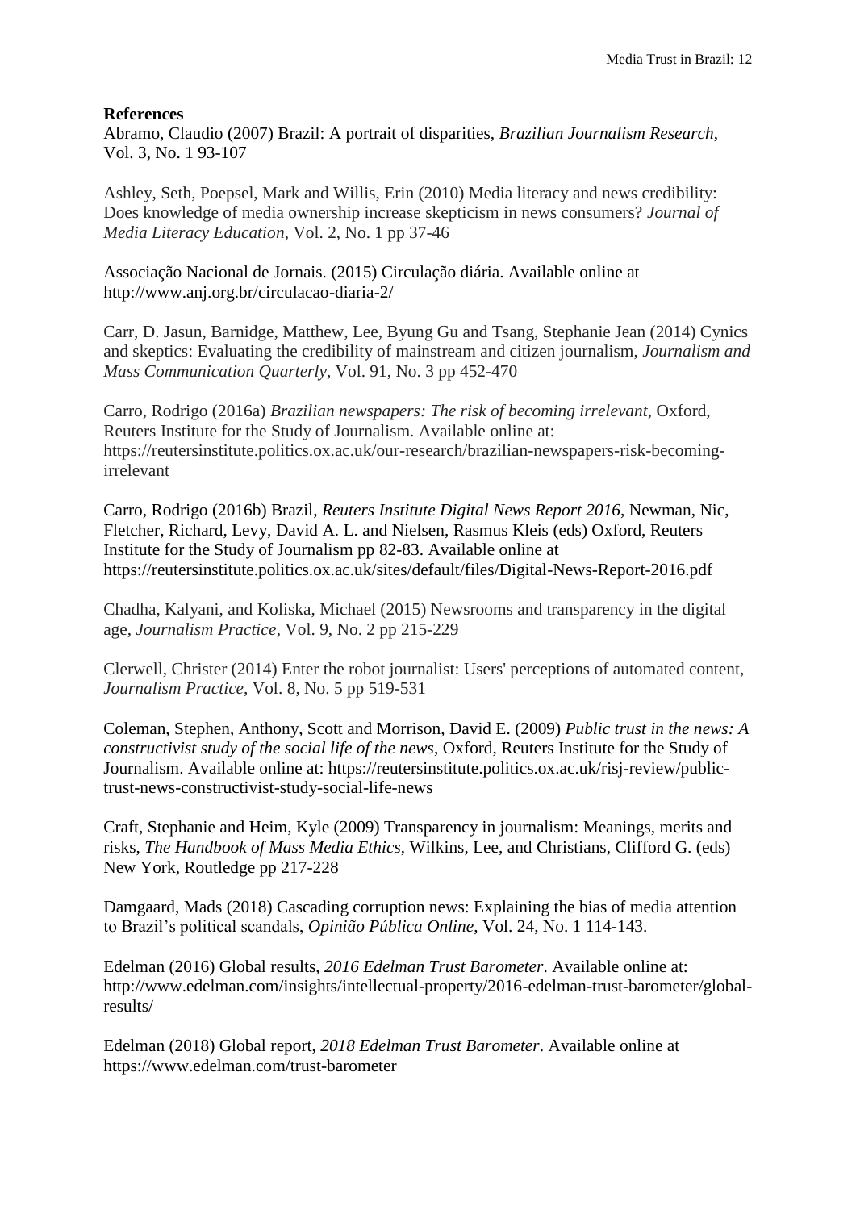**References**

Abramo, Claudio (2007) Brazil: A portrait of disparities, *Brazilian Journalism Research*, Vol. 3, No. 1 93-107

Ashley, Seth, Poepsel, Mark and Willis, Erin (2010) Media literacy and news credibility: Does knowledge of media ownership increase skepticism in news consumers? *Journal of Media Literacy Education*, Vol. 2, No. 1 pp 37-46

Associação Nacional de Jornais. (2015) Circulação diária. Available online at http://www.anj.org.br/circulacao-diaria-2/

Carr, D. Jasun, Barnidge, Matthew, Lee, Byung Gu and Tsang, Stephanie Jean (2014) Cynics and skeptics: Evaluating the credibility of mainstream and citizen journalism, *Journalism and Mass Communication Quarterly*, Vol. 91, No. 3 pp 452-470

Carro, Rodrigo (2016a) *Brazilian newspapers: The risk of becoming irrelevant*, Oxford, Reuters Institute for the Study of Journalism. Available online at: https://reutersinstitute.politics.ox.ac.uk/our-research/brazilian-newspapers-risk-becoming-irrelevant

Carro, Rodrigo (2016b) Brazil, *Reuters Institute Digital News Report 2016*, Newman, Nic, Fletcher, Richard, Levy, David A. L. and Nielsen, Rasmus Kleis (eds) Oxford, Reuters Institute for the Study of Journalism pp 82-83. Available online at https://reutersinstitute.politics.ox.ac.uk/sites/default/files/Digital-News-Report-2016.pdf

Chadha, Kalyani, and Koliska, Michael (2015) Newsrooms and transparency in the digital age, *Journalism Practice*, Vol. 9, No. 2 pp 215-229

Clerwell, Christer (2014) Enter the robot journalist: Users' perceptions of automated content, *Journalism Practice*, Vol. 8, No. 5 pp 519-531

Coleman, Stephen, Anthony, Scott and Morrison, David E. (2009) *Public trust in the news: A constructivist study of the social life of the news*, Oxford, Reuters Institute for the Study of Journalism. Available online at: https://reutersinstitute.politics.ox.ac.uk/risj-review/public-trust-news-constructivist-study-social-life-news

Craft, Stephanie and Heim, Kyle (2009) Transparency in journalism: Meanings, merits and risks, *The Handbook of Mass Media Ethics*, Wilkins, Lee, and Christians, Clifford G. (eds) New York, Routledge pp 217-228

Damgaard, Mads (2018) Cascading corruption news: Explaining the bias of media attention to Brazil's political scandals, *Opinião Pública Online*, Vol. 24, No. 1 114-143.

Edelman (2016) Global results, *2016 Edelman Trust Barometer*. Available online at: http://www.edelman.com/insights/intellectual-property/2016-edelman-trust-barometer/global-results/

Edelman (2018) Global report, *2018 Edelman Trust Barometer*. Available online at https://www.edelman.com/trust-barometer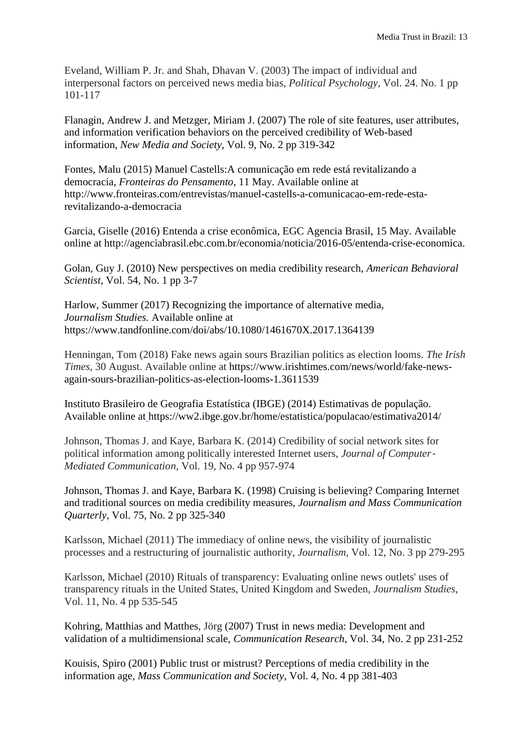Eveland, William P. Jr. and Shah, Dhavan V. (2003) The impact of individual and interpersonal factors on perceived news media bias, *Political Psychology*, Vol. 24. No. 1 pp 101-117

Flanagin, Andrew J. and Metzger, Miriam J. (2007) The role of site features, user attributes, and information verification behaviors on the perceived credibility of Web-based information, *New Media and Society*, Vol. 9, No. 2 pp 319-342

Fontes, Malu (2015) Manuel Castells:A comunicação em rede está revitalizando a democracia, *Fronteiras do Pensamento*, 11 May. Available online at http://www.fronteiras.com/entrevistas/manuel-castells-a-comunicacao-em-rede-esta-revitalizando-a-democracia

Garcia, Giselle (2016) Entenda a crise econômica, EGC Agencia Brasil, 15 May. Available online at http://agenciabrasil.ebc.com.br/economia/noticia/2016-05/entenda-crise-economica.

Golan, Guy J. (2010) New perspectives on media credibility research, *American Behavioral Scientist*, Vol. 54, No. 1 pp 3-7

Harlow, Summer (2017) Recognizing the importance of alternative media, *Journalism Studies.* Available online at https://www.tandfonline.com/doi/abs/10.1080/1461670X.2017.1364139

Henningan, Tom (2018) Fake news again sours Brazilian politics as election looms. *The Irish Times*, 30 August. Available online at https://www.irishtimes.com/news/world/fake-news-again-sours-brazilian-politics-as-election-looms-1.3611539

Instituto Brasileiro de Geografia Estatística (IBGE) (2014) Estimativas de população. Available online at https://ww2.ibge.gov.br/home/estatistica/populacao/estimativa2014/

Johnson, Thomas J. and Kaye, Barbara K. (2014) Credibility of social network sites for political information among politically interested Internet users, *Journal of Computer-Mediated Communication*, Vol. 19, No. 4 pp 957-974

Johnson, Thomas J. and Kaye, Barbara K. (1998) Cruising is believing? Comparing Internet and traditional sources on media credibility measures, *Journalism and Mass Communication Quarterly*, Vol. 75, No. 2 pp 325-340

Karlsson, Michael (2011) The immediacy of online news, the visibility of journalistic processes and a restructuring of journalistic authority, *Journalism*, Vol. 12, No. 3 pp 279-295

Karlsson, Michael (2010) Rituals of transparency: Evaluating online news outlets' uses of transparency rituals in the United States, United Kingdom and Sweden, *Journalism Studies*, Vol. 11, No. 4 pp 535-545

Kohring, Matthias and Matthes, Jörg (2007) Trust in news media: Development and validation of a multidimensional scale, *Communication Research*, Vol. 34, No. 2 pp 231-252

Kouisis, Spiro (2001) Public trust or mistrust? Perceptions of media credibility in the information age, *Mass Communication and Society*, Vol. 4, No. 4 pp 381-403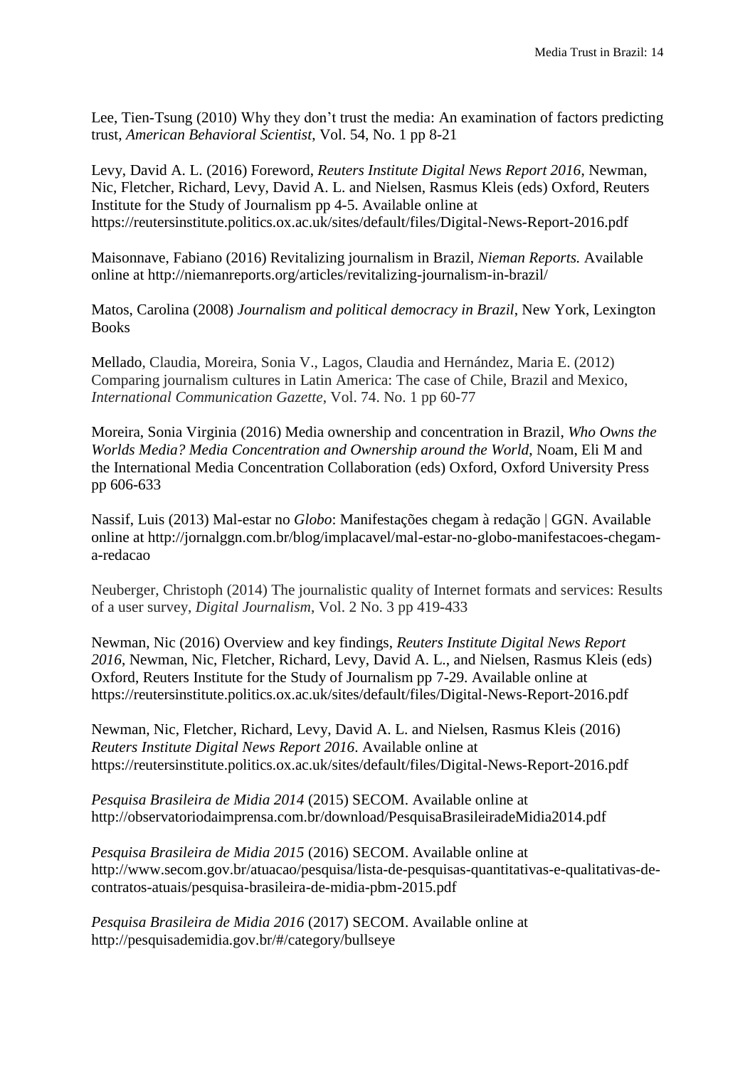Lee, Tien-Tsung (2010) Why they don't trust the media: An examination of factors predicting trust, *American Behavioral Scientist*, Vol. 54, No. 1 pp 8-21

Levy, David A. L. (2016) Foreword, *Reuters Institute Digital News Report 2016*, Newman, Nic, Fletcher, Richard, Levy, David A. L. and Nielsen, Rasmus Kleis (eds) Oxford, Reuters Institute for the Study of Journalism pp 4-5. Available online at https://reutersinstitute.politics.ox.ac.uk/sites/default/files/Digital-News-Report-2016.pdf

Maisonnave, Fabiano (2016) Revitalizing journalism in Brazil, *Nieman Reports.* Available online at http://niemanreports.org/articles/revitalizing-journalism-in-brazil/

Matos, Carolina (2008) *Journalism and political democracy in Brazil*, New York, Lexington Books

Mellado, Claudia, Moreira, Sonia V., Lagos, Claudia and Hernández, Maria E. (2012) Comparing journalism cultures in Latin America: The case of Chile, Brazil and Mexico, *International Communication Gazette*, Vol. 74. No. 1 pp 60-77

Moreira, Sonia Virginia (2016) Media ownership and concentration in Brazil, *Who Owns the Worlds Media? Media Concentration and Ownership around the World*, Noam, Eli M and the International Media Concentration Collaboration (eds) Oxford, Oxford University Press pp 606-633

Nassif, Luis (2013) Mal-estar no *Globo*: Manifestações chegam à redação | GGN. Available online at http://jornalggn.com.br/blog/implacavel/mal-estar-no-globo-manifestacoes-chegam-a-redacao

Neuberger, Christoph (2014) The journalistic quality of Internet formats and services: Results of a user survey, *Digital Journalism*, Vol. 2 No. 3 pp 419-433

Newman, Nic (2016) Overview and key findings, *Reuters Institute Digital News Report 2016*, Newman, Nic, Fletcher, Richard, Levy, David A. L., and Nielsen, Rasmus Kleis (eds) Oxford, Reuters Institute for the Study of Journalism pp 7-29. Available online at https://reutersinstitute.politics.ox.ac.uk/sites/default/files/Digital-News-Report-2016.pdf

Newman, Nic, Fletcher, Richard, Levy, David A. L. and Nielsen, Rasmus Kleis (2016) *Reuters Institute Digital News Report 2016*. Available online at https://reutersinstitute.politics.ox.ac.uk/sites/default/files/Digital-News-Report-2016.pdf

*Pesquisa Brasileira de Midia 2014* (2015) SECOM. Available online at http://observatoriodaimprensa.com.br/download/PesquisaBrasileiradeMidia2014.pdf

*Pesquisa Brasileira de Midia 2015* (2016) SECOM. Available online at http://www.secom.gov.br/atuacao/pesquisa/lista-de-pesquisas-quantitativas-e-qualitativas-de-contratos-atuais/pesquisa-brasileira-de-midia-pbm-2015.pdf

*Pesquisa Brasileira de Midia 2016* (2017) SECOM. Available online at http://pesquisademidia.gov.br/#/category/bullseye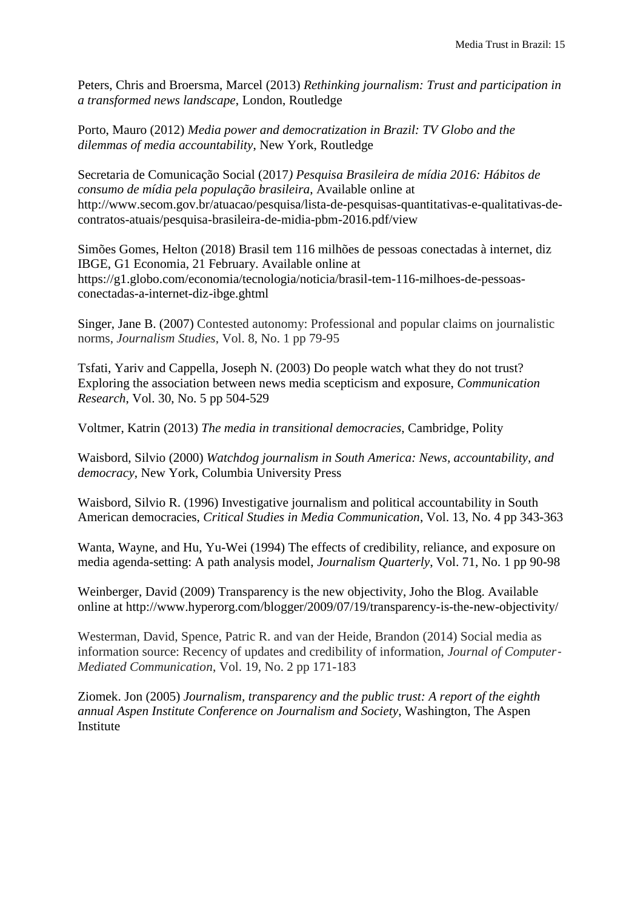Peters, Chris and Broersma, Marcel (2013) *Rethinking journalism: Trust and participation in a transformed news landscape*, London, Routledge

Porto, Mauro (2012) *Media power and democratization in Brazil: TV Globo and the dilemmas of media accountability*, New York, Routledge

Secretaria de Comunicação Social (2017*) Pesquisa Brasileira de mídia 2016: Hábitos de consumo de mídia pela população brasileira*, Available online at http://www.secom.gov.br/atuacao/pesquisa/lista-de-pesquisas-quantitativas-e-qualitativas-de-contratos-atuais/pesquisa-brasileira-de-midia-pbm-2016.pdf/view

Simões Gomes, Helton (2018) Brasil tem 116 milhões de pessoas conectadas à internet, diz IBGE, G1 Economia, 21 February. Available online at https://g1.globo.com/economia/tecnologia/noticia/brasil-tem-116-milhoes-de-pessoas-conectadas-a-internet-diz-ibge.ghtml

Singer, Jane B. (2007) Contested autonomy: Professional and popular claims on journalistic norms, *Journalism Studies*, Vol. 8, No. 1 pp 79-95

Tsfati, Yariv and Cappella, Joseph N. (2003) Do people watch what they do not trust? Exploring the association between news media scepticism and exposure, *Communication Research*, Vol. 30, No. 5 pp 504-529

Voltmer, Katrin (2013) *The media in transitional democracies*, Cambridge, Polity

Waisbord, Silvio (2000) *Watchdog journalism in South America: News, accountability, and democracy*, New York, Columbia University Press

Waisbord, Silvio R. (1996) Investigative journalism and political accountability in South American democracies, *Critical Studies in Media Communication*, Vol. 13, No. 4 pp 343-363

Wanta, Wayne, and Hu, Yu-Wei (1994) The effects of credibility, reliance, and exposure on media agenda-setting: A path analysis model, *Journalism Quarterly*, Vol. 71, No. 1 pp 90-98

Weinberger, David (2009) Transparency is the new objectivity, Joho the Blog. Available online at http://www.hyperorg.com/blogger/2009/07/19/transparency-is-the-new-objectivity/

Westerman, David, Spence, Patric R. and van der Heide, Brandon (2014) Social media as information source: Recency of updates and credibility of information, *Journal of Computer-Mediated Communication*, Vol. 19, No. 2 pp 171-183

Ziomek. Jon (2005) *Journalism, transparency and the public trust: A report of the eighth annual Aspen Institute Conference on Journalism and Society*, Washington, The Aspen Institute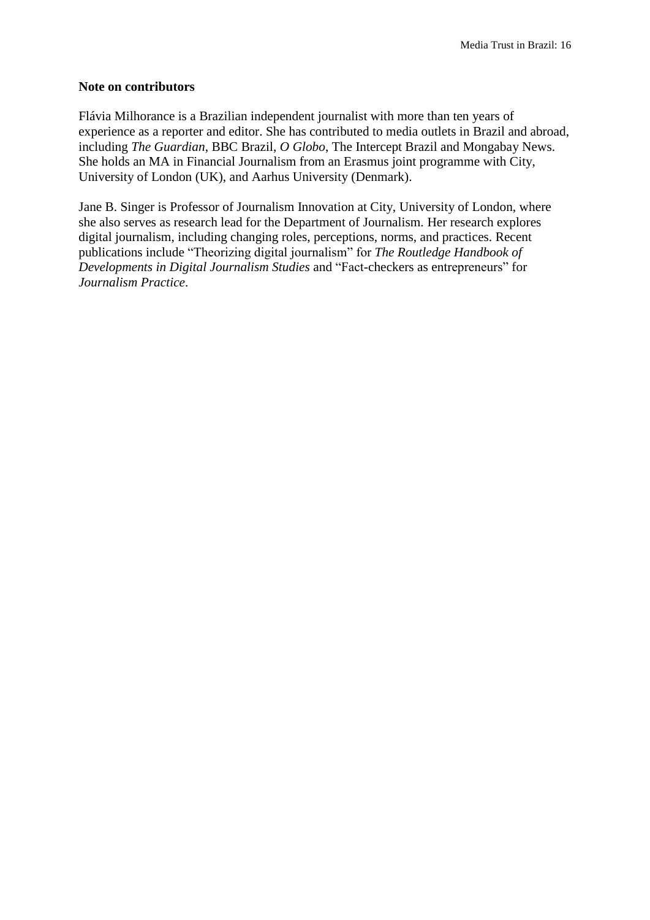**Note on contributors**

Flávia Milhorance is a Brazilian independent journalist with more than ten years of experience as a reporter and editor. She has contributed to media outlets in Brazil and abroad, including *The Guardian*, BBC Brazil, *O Globo*, The Intercept Brazil and Mongabay News. She holds an MA in Financial Journalism from an Erasmus joint programme with City, University of London (UK), and Aarhus University (Denmark).

Jane B. Singer is Professor of Journalism Innovation at City, University of London, where she also serves as research lead for the Department of Journalism. Her research explores digital journalism, including changing roles, perceptions, norms, and practices. Recent publications include "Theorizing digital journalism" for *The Routledge Handbook of Developments in Digital Journalism Studies* and "Fact-checkers as entrepreneurs" for *Journalism Practice*.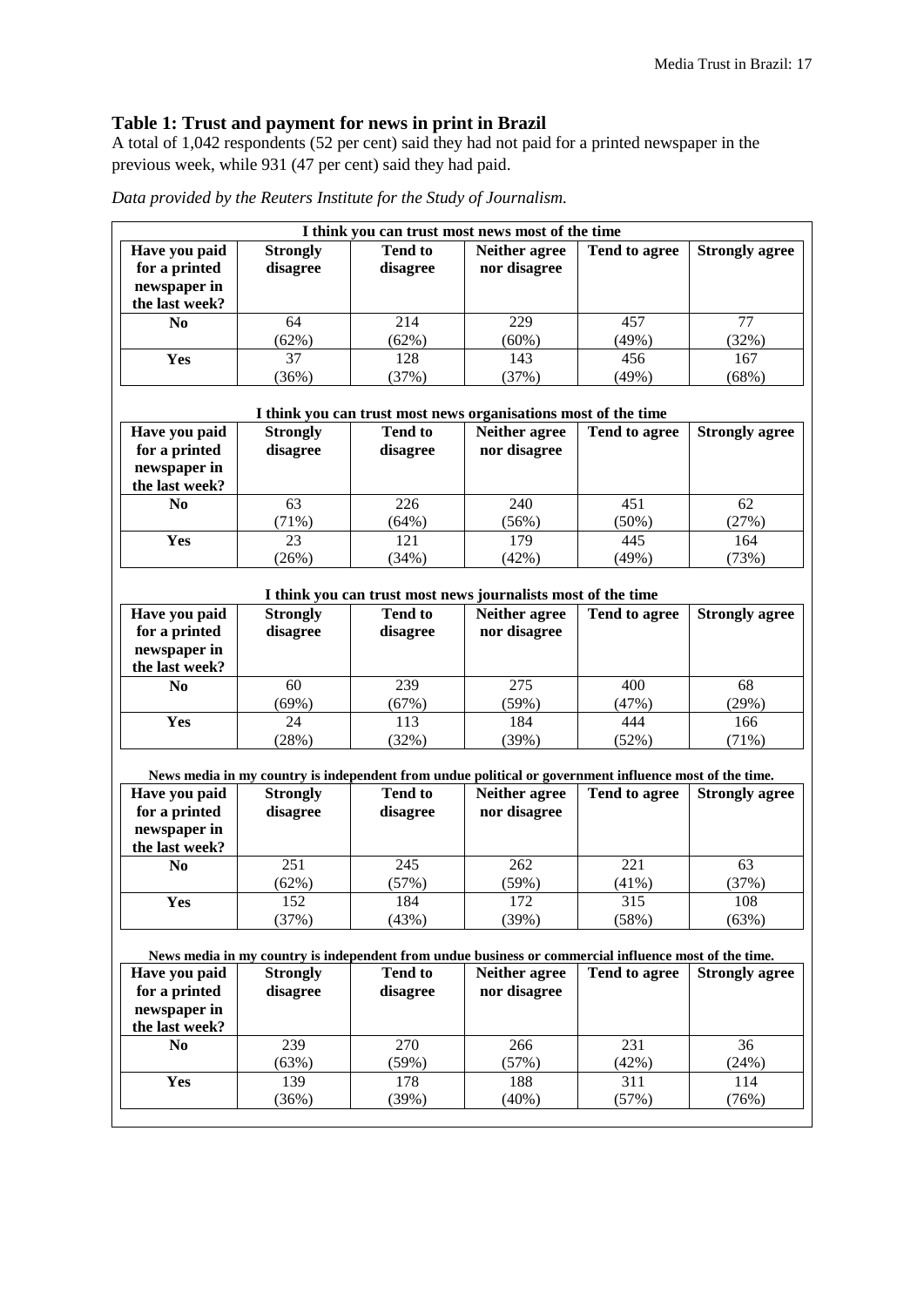## Table 1: Trust and payment for news in print in Brazil

A total of 1,042 respondents (52 per cent) said they had not paid for a printed newspaper in the previous week, while 931 (47 per cent) said they had paid.

*Data provided by the Reuters Institute for the Study of Journalism.*

**I think you can trust most news most of the time**

| Have you paid for a printed newspaper in the last week? | Strongly disagree | Tend to disagree | Neither agree nor disagree | Tend to agree | Strongly agree |
|---|---|---|---|---|---|
| **No** | 64 (62%) | 214 (62%) | 229 (60%) | 457 (49%) | 77 (32%) |
| **Yes** | 37 (36%) | 128 (37%) | 143 (37%) | 456 (49%) | 167 (68%) |

**I think you can trust most news organisations most of the time**

| Have you paid for a printed newspaper in the last week? | Strongly disagree | Tend to disagree | Neither agree nor disagree | Tend to agree | Strongly agree |
|---|---|---|---|---|---|
| **No** | 63 (71%) | 226 (64%) | 240 (56%) | 451 (50%) | 62 (27%) |
| **Yes** | 23 (26%) | 121 (34%) | 179 (42%) | 445 (49%) | 164 (73%) |

**I think you can trust most news journalists most of the time**

| Have you paid for a printed newspaper in the last week? | Strongly disagree | Tend to disagree | Neither agree nor disagree | Tend to agree | Strongly agree |
|---|---|---|---|---|---|
| **No** | 60 (69%) | 239 (67%) | 275 (59%) | 400 (47%) | 68 (29%) |
| **Yes** | 24 (28%) | 113 (32%) | 184 (39%) | 444 (52%) | 166 (71%) |

**News media in my country is independent from undue political or government influence most of the time.**

| Have you paid for a printed newspaper in the last week? | Strongly disagree | Tend to disagree | Neither agree nor disagree | Tend to agree | Strongly agree |
|---|---|---|---|---|---|
| **No** | 251 (62%) | 245 (57%) | 262 (59%) | 221 (41%) | 63 (37%) |
| **Yes** | 152 (37%) | 184 (43%) | 172 (39%) | 315 (58%) | 108 (63%) |

**News media in my country is independent from undue business or commercial influence most of the time.**

| Have you paid for a printed newspaper in the last week? | Strongly disagree | Tend to disagree | Neither agree nor disagree | Tend to agree | Strongly agree |
|---|---|---|---|---|---|
| **No** | 239 (63%) | 270 (59%) | 266 (57%) | 231 (42%) | 36 (24%) |
| **Yes** | 139 (36%) | 178 (39%) | 188 (40%) | 311 (57%) | 114 (76%) |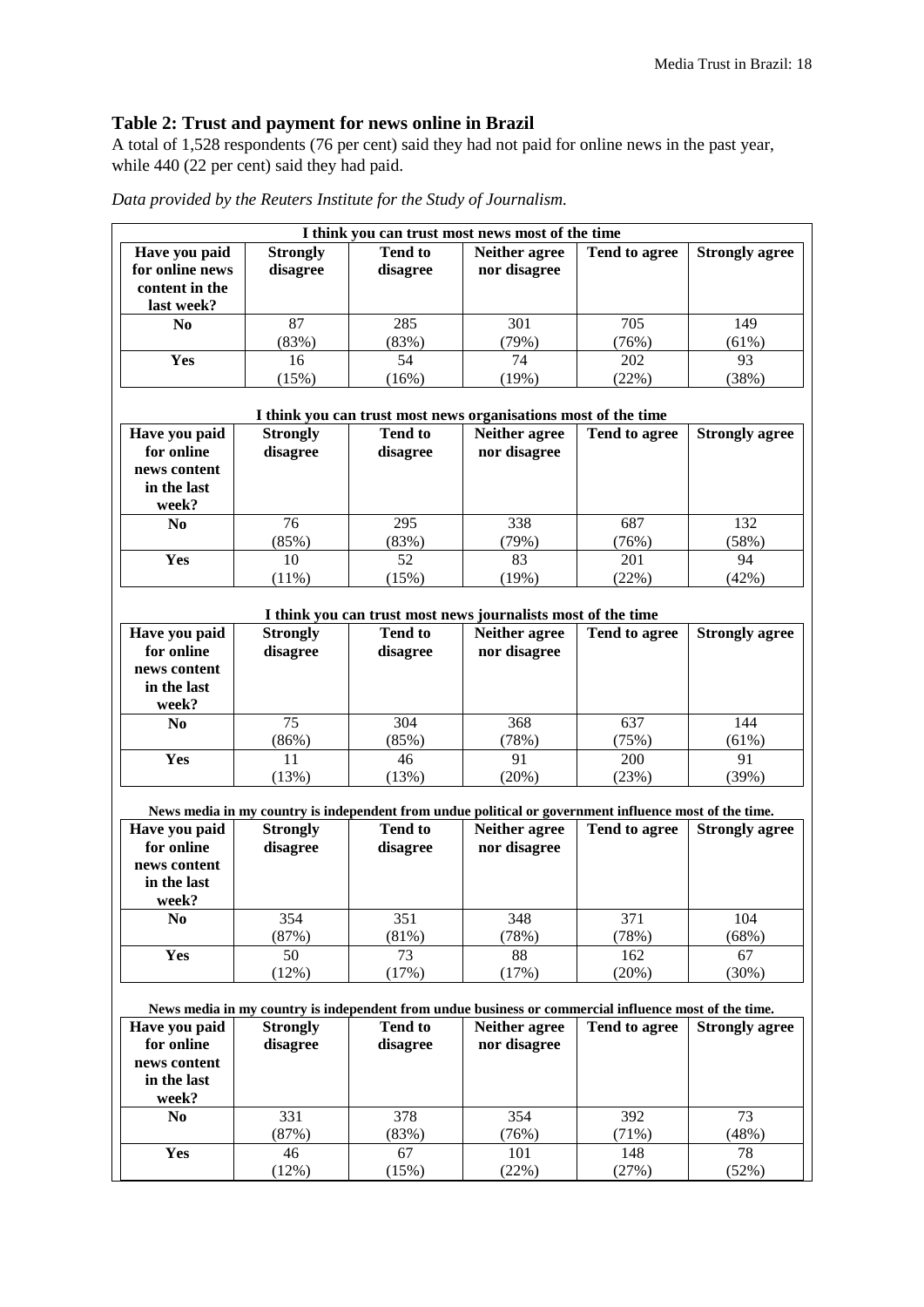## Table 2: Trust and payment for news online in Brazil

A total of 1,528 respondents (76 per cent) said they had not paid for online news in the past year, while 440 (22 per cent) said they had paid.

*Data provided by the Reuters Institute for the Study of Journalism.*

**I think you can trust most news most of the time**

| Have you paid for online news content in the last week? | Strongly disagree | Tend to disagree | Neither agree nor disagree | Tend to agree | Strongly agree |
|---|---|---|---|---|---|
| **No** | 87 (83%) | 285 (83%) | 301 (79%) | 705 (76%) | 149 (61%) |
| **Yes** | 16 (15%) | 54 (16%) | 74 (19%) | 202 (22%) | 93 (38%) |

**I think you can trust most news organisations most of the time**

| Have you paid for online news content in the last week? | Strongly disagree | Tend to disagree | Neither agree nor disagree | Tend to agree | Strongly agree |
|---|---|---|---|---|---|
| **No** | 76 (85%) | 295 (83%) | 338 (79%) | 687 (76%) | 132 (58%) |
| **Yes** | 10 (11%) | 52 (15%) | 83 (19%) | 201 (22%) | 94 (42%) |

**I think you can trust most news journalists most of the time**

| Have you paid for online news content in the last week? | Strongly disagree | Tend to disagree | Neither agree nor disagree | Tend to agree | Strongly agree |
|---|---|---|---|---|---|
| **No** | 75 (86%) | 304 (85%) | 368 (78%) | 637 (75%) | 144 (61%) |
| **Yes** | 11 (13%) | 46 (13%) | 91 (20%) | 200 (23%) | 91 (39%) |

**News media in my country is independent from undue political or government influence most of the time.**

| Have you paid for online news content in the last week? | Strongly disagree | Tend to disagree | Neither agree nor disagree | Tend to agree | Strongly agree |
|---|---|---|---|---|---|
| **No** | 354 (87%) | 351 (81%) | 348 (78%) | 371 (78%) | 104 (68%) |
| **Yes** | 50 (12%) | 73 (17%) | 88 (17%) | 162 (20%) | 67 (30%) |

**News media in my country is independent from undue business or commercial influence most of the time.**

| Have you paid for online news content in the last week? | Strongly disagree | Tend to disagree | Neither agree nor disagree | Tend to agree | Strongly agree |
|---|---|---|---|---|---|
| **No** | 331 (87%) | 378 (83%) | 354 (76%) | 392 (71%) | 73 (48%) |
| **Yes** | 46 (12%) | 67 (15%) | 101 (22%) | 148 (27%) | 78 (52%) |